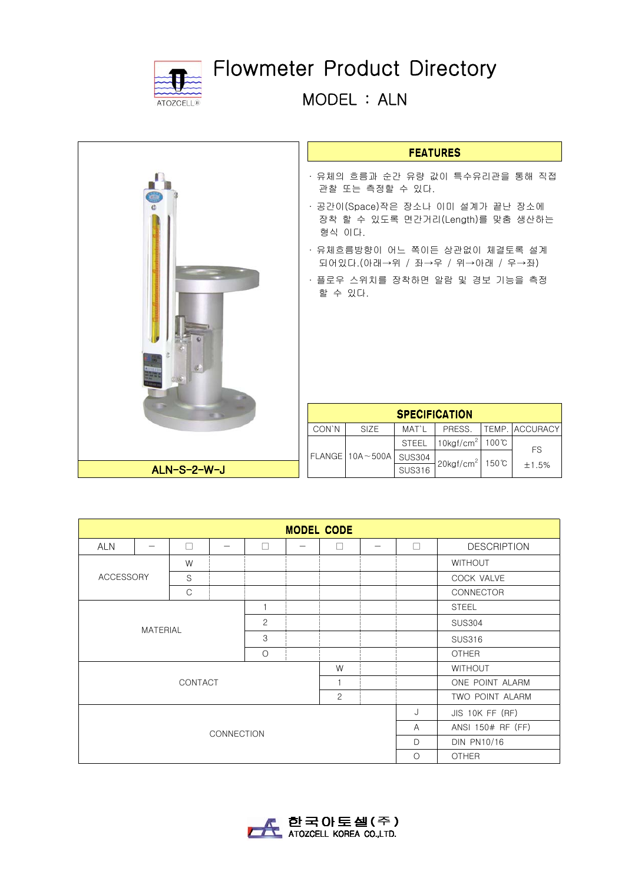# Flowmeter Product Directory

## MODEL : ALN

ALN-S-2-W-J

### FEATURES

- 유체의 흐름과 순간 유량 값이 특수유리관을 통해 직접 관찰 또는 측정할 수 있다.
- 공간이(Space)작은 장소나 이미 설계가 끝난 장소에 장착 할 수 있도록 면간거리(Length)를 맞춤 생산하는 형식 이다.
- 유체흐름방향이 어느 쪽이든 상관없이 체결토록 설계 되어있다.(아래→위 / 좌→우 / 위→아래 / 우→좌)
- 플로우 스위치를 장착하면 알람 및 경보 기능을 측정 할 수 있다.

### SPECIFICATION

| CON`N | SIZE | MAT`L | PRESS. | TEMP. | ACCURACY |
|---|---|---|---|---|---|
| FLANGE | 10A～500A | STEEL | 10kgf/cm$^2$ | 100℃ | FS ±1.5% |
| | | SUS304 | 20kgf/cm$^2$ | 150℃ | |
| | | SUS316 | | | |

### MODEL CODE

| ALN | － | □ | － | □ | － | □ | － | □ | DESCRIPTION |
|---|---|---|---|---|---|---|---|---|---|
| ACCESSORY | | W | | | | | | | WITHOUT |
| | | S | | | | | | | COCK VALVE |
| | | C | | | | | | | CONNECTOR |
| MATERIAL | | | | 1 | | | | | STEEL |
| | | | | 2 | | | | | SUS304 |
| | | | | 3 | | | | | SUS316 |
| | | | | O | | | | | OTHER |
| CONTACT | | | | | | W | | | WITHOUT |
| | | | | | | 1 | | | ONE POINT ALARM |
| | | | | | | 2 | | | TWO POINT ALARM |
| CONNECTION | | | | | | | | J | JIS 10K FF (RF) |
| | | | | | | | | A | ANSI 150# RF (FF) |
| | | | | | | | | D | DIN PN10/16 |
| | | | | | | | | O | OTHER |

한국아토셀(주)
ATOZCELL KOREA CO.,LTD.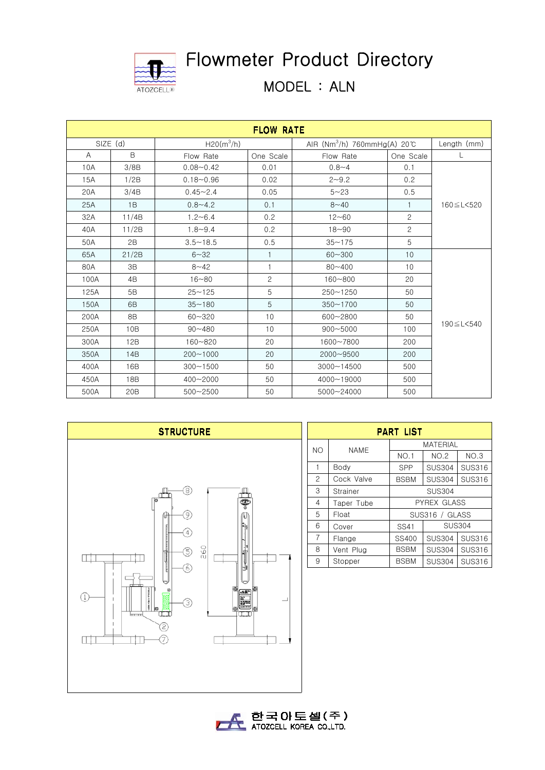# Flowmeter Product Directory

## MODEL : ALN

### FLOW RATE

| SIZE (d) | | $H_2O$ ($m^3/h$) | | AIR ($Nm^3/h$) 760mmHg(A) 20℃ | | Length (mm) |
|---|---|---|---|---|---|---|
| A | B | Flow Rate | One Scale | Flow Rate | One Scale | L |
| 10A | 3/8B | 0.08~0.42 | 0.01 | 0.8~4 | 0.1 | 160≦L<520 |
| 15A | 1/2B | 0.18~0.96 | 0.02 | 2~9.2 | 0.2 | |
| 20A | 3/4B | 0.45~2.4 | 0.05 | 5~23 | 0.5 | |
| 25A | 1B | 0.8~4.2 | 0.1 | 8~40 | 1 | |
| 32A | 11/4B | 1.2~6.4 | 0.2 | 12~60 | 2 | |
| 40A | 11/2B | 1.8~9.4 | 0.2 | 18~90 | 2 | |
| 50A | 2B | 3.5~18.5 | 0.5 | 35~175 | 5 | |
| 65A | 21/2B | 6~32 | 1 | 60~300 | 10 | 190≦L<540 |
| 80A | 3B | 8~42 | 1 | 80~400 | 10 | |
| 100A | 4B | 16~80 | 2 | 160~800 | 20 | |
| 125A | 5B | 25~125 | 5 | 250~1250 | 50 | |
| 150A | 6B | 35~180 | 5 | 350~1700 | 50 | |
| 200A | 8B | 60~320 | 10 | 600~2800 | 50 | |
| 250A | 10B | 90~480 | 10 | 900~5000 | 100 | |
| 300A | 12B | 160~820 | 20 | 1600~7800 | 200 | |
| 350A | 14B | 200~1000 | 20 | 2000~9500 | 200 | |
| 400A | 16B | 300~1500 | 50 | 3000~14500 | 500 | |
| 450A | 18B | 400~2000 | 50 | 4000~19000 | 500 | |
| 500A | 20B | 500~2500 | 50 | 5000~24000 | 500 | |

### STRUCTURE

1 2 3 4 5 6 7 8 9

260

L

### PART LIST

| NO | NAME | MATERIAL | | |
|---|---|---|---|---|
| | | NO.1 | NO.2 | NO.3 |
| 1 | Body | SPP | SUS304 | SUS316 |
| 2 | Cock Valve | BSBM | SUS304 | SUS316 |
| 3 | Strainer | SUS304 | | |
| 4 | Taper Tube | PYREX GLASS | | |
| 5 | Float | SUS316 / GLASS | | |
| 6 | Cover | SS41 | SUS304 | |
| 7 | Flange | SS400 | SUS304 | SUS316 |
| 8 | Vent Plug | BSBM | SUS304 | SUS316 |
| 9 | Stopper | BSBM | SUS304 | SUS316 |

한국아토셀(주)
ATOZCELL KOREA CO.,LTD.